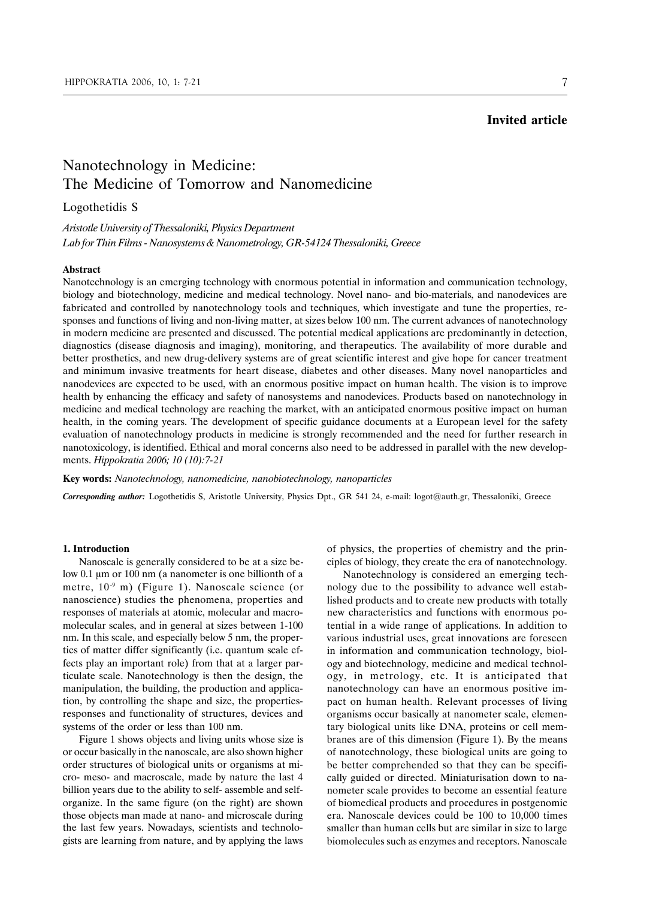**Invited article**

# Nanotechnology in Medicine: The Medicine of Tomorrow and Nanomedicine

Logothetidis S

*Aristotle University of Thessaloniki, Physics Department*
*Lab for Thin Films - Nanosystems & Nanometrology, GR-54124 Thessaloniki, Greece*

### Abstract

Nanotechnology is an emerging technology with enormous potential in information and communication technology, biology and biotechnology, medicine and medical technology. Novel nano- and bio-materials, and nanodevices are fabricated and controlled by nanotechnology tools and techniques, which investigate and tune the properties, responses and functions of living and non-living matter, at sizes below 100 nm. The current advances of nanotechnology in modern medicine are presented and discussed. The potential medical applications are predominantly in detection, diagnostics (disease diagnosis and imaging), monitoring, and therapeutics. The availability of more durable and better prosthetics, and new drug-delivery systems are of great scientific interest and give hope for cancer treatment and minimum invasive treatments for heart disease, diabetes and other diseases. Many novel nanoparticles and nanodevices are expected to be used, with an enormous positive impact on human health. The vision is to improve health by enhancing the efficacy and safety of nanosystems and nanodevices. Products based on nanotechnology in medicine and medical technology are reaching the market, with an anticipated enormous positive impact on human health, in the coming years. The development of specific guidance documents at a European level for the safety evaluation of nanotechnology products in medicine is strongly recommended and the need for further research in nanotoxicology, is identified. Ethical and moral concerns also need to be addressed in parallel with the new developments. *Hippokratia 2006; 10 (10):7-21*

**Key words:** *Nanotechnology, nanomedicine, nanobiotechnology, nanoparticles*

***Corresponding author:*** Logothetidis S, Aristotle University, Physics Dpt., GR 541 24, e-mail: logot@auth.gr, Thessaloniki, Greece

### 1. Introduction

Nanoscale is generally considered to be at a size below 0.1 μm or 100 nm (a nanometer is one billionth of a metre, $10^{-9}$ m) (Figure 1). Nanoscale science (or nanoscience) studies the phenomena, properties and responses of materials at atomic, molecular and macromolecular scales, and in general at sizes between 1-100 nm. In this scale, and especially below 5 nm, the properties of matter differ significantly (i.e. quantum scale effects play an important role) from that at a larger particulate scale. Nanotechnology is then the design, the manipulation, the building, the production and application, by controlling the shape and size, the properties-responses and functionality of structures, devices and systems of the order or less than 100 nm.

Figure 1 shows objects and living units whose size is or occur basically in the nanoscale, are also shown higher order structures of biological units or organisms at micro- meso- and macroscale, made by nature the last 4 billion years due to the ability to self- assemble and self-organize. In the same figure (on the right) are shown those objects man made at nano- and microscale during the last few years. Nowadays, scientists and technologists are learning from nature, and by applying the laws of physics, the properties of chemistry and the principles of biology, they create the era of nanotechnology.

Nanotechnology is considered an emerging technology due to the possibility to advance well established products and to create new products with totally new characteristics and functions with enormous potential in a wide range of applications. In addition to various industrial uses, great innovations are foreseen in information and communication technology, biology and biotechnology, medicine and medical technology, in metrology, etc. It is anticipated that nanotechnology can have an enormous positive impact on human health. Relevant processes of living organisms occur basically at nanometer scale, elementary biological units like DNA, proteins or cell membranes are of this dimension (Figure 1). By the means of nanotechnology, these biological units are going to be better comprehended so that they can be specifically guided or directed. Miniaturisation down to nanometer scale provides to become an essential feature of biomedical products and procedures in postgenomic era. Nanoscale devices could be 100 to 10,000 times smaller than human cells but are similar in size to large biomolecules such as enzymes and receptors. Nanoscale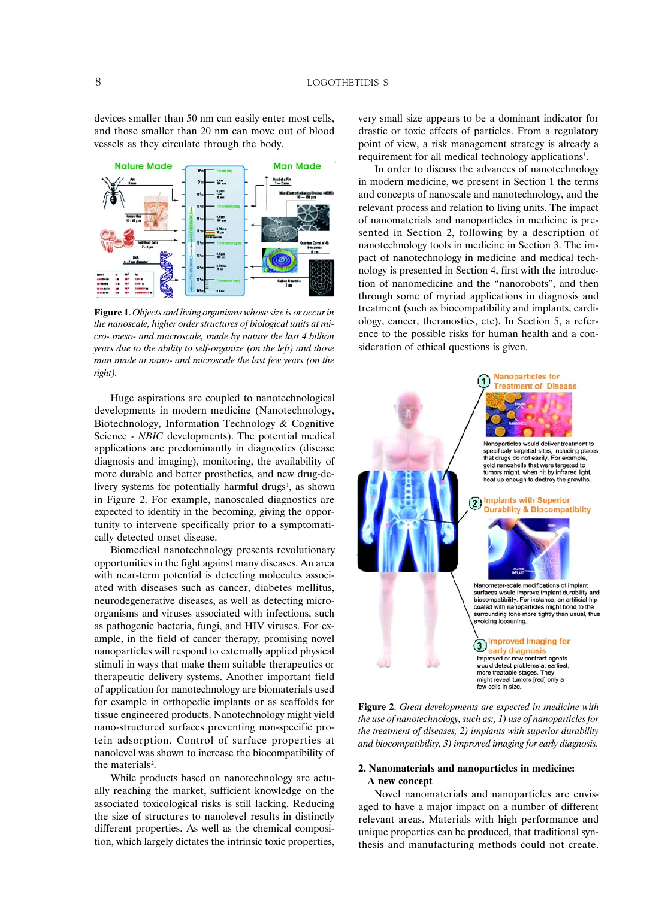devices smaller than 50 nm can easily enter most cells, and those smaller than 20 nm can move out of blood vessels as they circulate through the body.

**Figure 1**. *Objects and living organisms whose size is or occur in the nanoscale, higher order structures of biological units at micro- meso- and macroscale, made by nature the last 4 billion years due to the ability to self-organize (on the left) and those man made at nano- and microscale the last few years (on the right).*

Huge aspirations are coupled to nanotechnological developments in modern medicine (Nanotechnology, Biotechnology, Information Technology & Cognitive Science - *NBIC* developments). The potential medical applications are predominantly in diagnostics (disease diagnosis and imaging), monitoring, the availability of more durable and better prosthetics, and new drug-delivery systems for potentially harmful drugs[1], as shown in Figure 2. For example, nanoscaled diagnostics are expected to identify in the becoming, giving the opportunity to intervene specifically prior to a symptomatically detected onset disease.

Biomedical nanotechnology presents revolutionary opportunities in the fight against many diseases. An area with near-term potential is detecting molecules associated with diseases such as cancer, diabetes mellitus, neurodegenerative diseases, as well as detecting microorganisms and viruses associated with infections, such as pathogenic bacteria, fungi, and HIV viruses. For example, in the field of cancer therapy, promising novel nanoparticles will respond to externally applied physical stimuli in ways that make them suitable therapeutics or therapeutic delivery systems. Another important field of application for nanotechnology are biomaterials used for example in orthopedic implants or as scaffolds for tissue engineered products. Nanotechnology might yield nano-structured surfaces preventing non-specific protein adsorption. Control of surface properties at nanolevel was shown to increase the biocompatibility of the materials[2].

While products based on nanotechnology are actually reaching the market, sufficient knowledge on the associated toxicological risks is still lacking. Reducing the size of structures to nanolevel results in distinctly different properties. As well as the chemical composition, which largely dictates the intrinsic toxic properties, very small size appears to be a dominant indicator for drastic or toxic effects of particles. From a regulatory point of view, a risk management strategy is already a requirement for all medical technology applications[1].

In order to discuss the advances of nanotechnology in modern medicine, we present in Section 1 the terms and concepts of nanoscale and nanotechnology, and the relevant process and relation to living units. The impact of nanomaterials and nanoparticles in medicine is presented in Section 2, following by a description of nanotechnology tools in medicine in Section 3. The impact of nanotechnology in medicine and medical technology is presented in Section 4, first with the introduction of nanomedicine and the "nanorobots", and then through some of myriad applications in diagnosis and treatment (such as biocompatibility and implants, cardiology, cancer, theranostics, etc). In Section 5, a reference to the possible risks for human health and a consideration of ethical questions is given.

**Figure 2**. *Great developments are expected in medicine with the use of nanotechnology, such as:, 1) use of nanoparticles for the treatment of diseases, 2) implants with superior durability and biocompatibility, 3) improved imaging for early diagnosis.*

## 2. Nanomaterials and nanoparticles in medicine: A new concept

Novel nanomaterials and nanoparticles are envisaged to have a major impact on a number of different relevant areas. Materials with high performance and unique properties can be produced, that traditional synthesis and manufacturing methods could not create.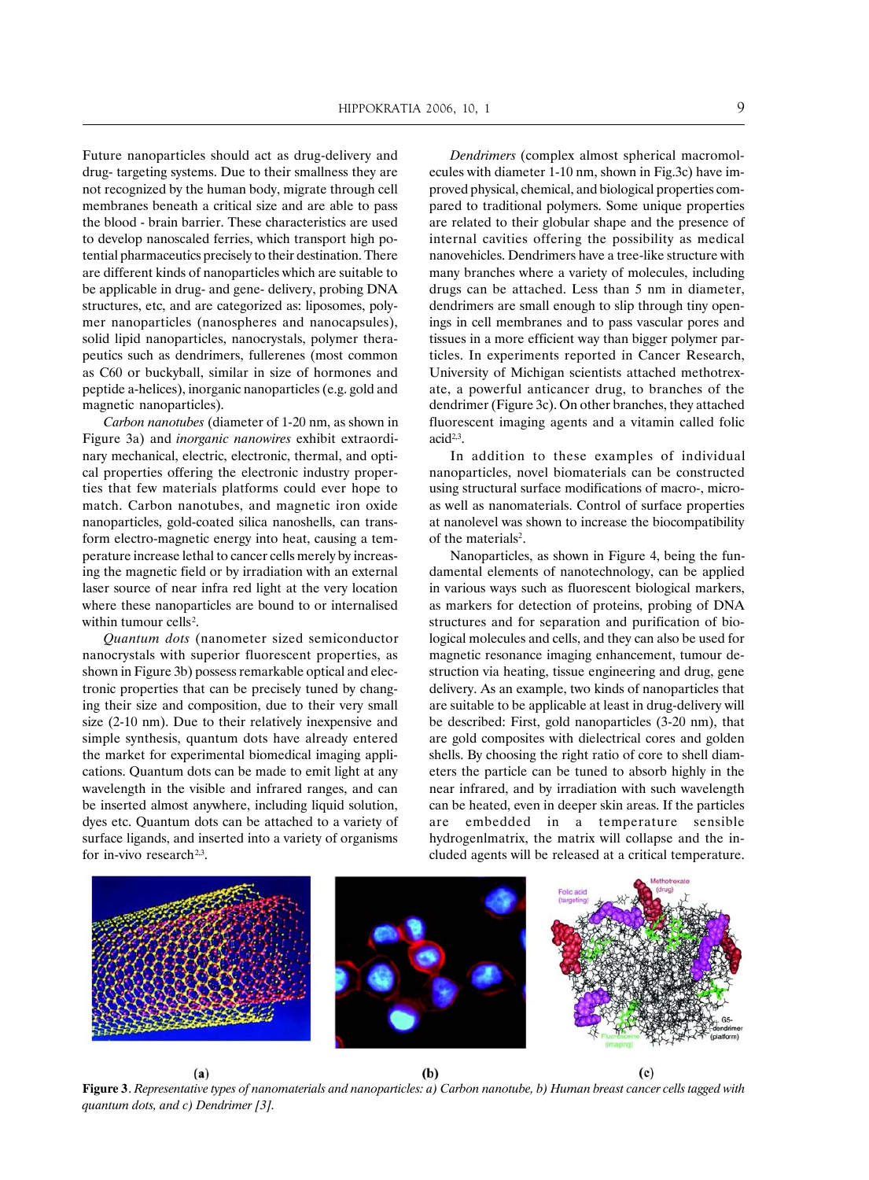Future nanoparticles should act as drug-delivery and drug- targeting systems. Due to their smallness they are not recognized by the human body, migrate through cell membranes beneath a critical size and are able to pass the blood - brain barrier. These characteristics are used to develop nanoscaled ferries, which transport high potential pharmaceutics precisely to their destination. There are different kinds of nanoparticles which are suitable to be applicable in drug- and gene- delivery, probing DNA structures, etc, and are categorized as: liposomes, polymer nanoparticles (nanospheres and nanocapsules), solid lipid nanoparticles, nanocrystals, polymer therapeutics such as dendrimers, fullerenes (most common as C60 or buckyball, similar in size of hormones and peptide a-helices), inorganic nanoparticles (e.g. gold and magnetic nanoparticles).

*Carbon nanotubes* (diameter of 1-20 nm, as shown in Figure 3a) and *inorganic nanowires* exhibit extraordinary mechanical, electric, electronic, thermal, and optical properties offering the electronic industry properties that few materials platforms could ever hope to match. Carbon nanotubes, and magnetic iron oxide nanoparticles, gold-coated silica nanoshells, can transform electro-magnetic energy into heat, causing a temperature increase lethal to cancer cells merely by increasing the magnetic field or by irradiation with an external laser source of near infra red light at the very location where these nanoparticles are bound to or internalised within tumour cells[2].

*Quantum dots* (nanometer sized semiconductor nanocrystals with superior fluorescent properties, as shown in Figure 3b) possess remarkable optical and electronic properties that can be precisely tuned by changing their size and composition, due to their very small size (2-10 nm). Due to their relatively inexpensive and simple synthesis, quantum dots have already entered the market for experimental biomedical imaging applications. Quantum dots can be made to emit light at any wavelength in the visible and infrared ranges, and can be inserted almost anywhere, including liquid solution, dyes etc. Quantum dots can be attached to a variety of surface ligands, and inserted into a variety of organisms for in-vivo research[2,3].

*Dendrimers* (complex almost spherical macromolecules with diameter 1-10 nm, shown in Fig.3c) have improved physical, chemical, and biological properties compared to traditional polymers. Some unique properties are related to their globular shape and the presence of internal cavities offering the possibility as medical nanovehicles. Dendrimers have a tree-like structure with many branches where a variety of molecules, including drugs can be attached. Less than 5 nm in diameter, dendrimers are small enough to slip through tiny openings in cell membranes and to pass vascular pores and tissues in a more efficient way than bigger polymer particles. In experiments reported in Cancer Research, University of Michigan scientists attached methotrexate, a powerful anticancer drug, to branches of the dendrimer (Figure 3c). On other branches, they attached fluorescent imaging agents and a vitamin called folic acid[2,3].

In addition to these examples of individual nanoparticles, novel biomaterials can be constructed using structural surface modifications of macro-, micro- as well as nanomaterials. Control of surface properties at nanolevel was shown to increase the biocompatibility of the materials[2].

Nanoparticles, as shown in Figure 4, being the fundamental elements of nanotechnology, can be applied in various ways such as fluorescent biological markers, as markers for detection of proteins, probing of DNA structures and for separation and purification of biological molecules and cells, and they can also be used for magnetic resonance imaging enhancement, tumour destruction via heating, tissue engineering and drug, gene delivery. As an example, two kinds of nanoparticles that are suitable to be applicable at least in drug-delivery will be described: First, gold nanoparticles (3-20 nm), that are gold composites with dielectrical cores and golden shells. By choosing the right ratio of core to shell diameters the particle can be tuned to absorb highly in the near infrared, and by irradiation with such wavelength can be heated, even in deeper skin areas. If the particles are embedded in a temperature sensible hydrogenlmatrix, the matrix will collapse and the included agents will be released at a critical temperature.

(a) (b) (c)

**Figure 3**. *Representative types of nanomaterials and nanoparticles: a) Carbon nanotube, b) Human breast cancer cells tagged with quantum dots, and c) Dendrimer [3].*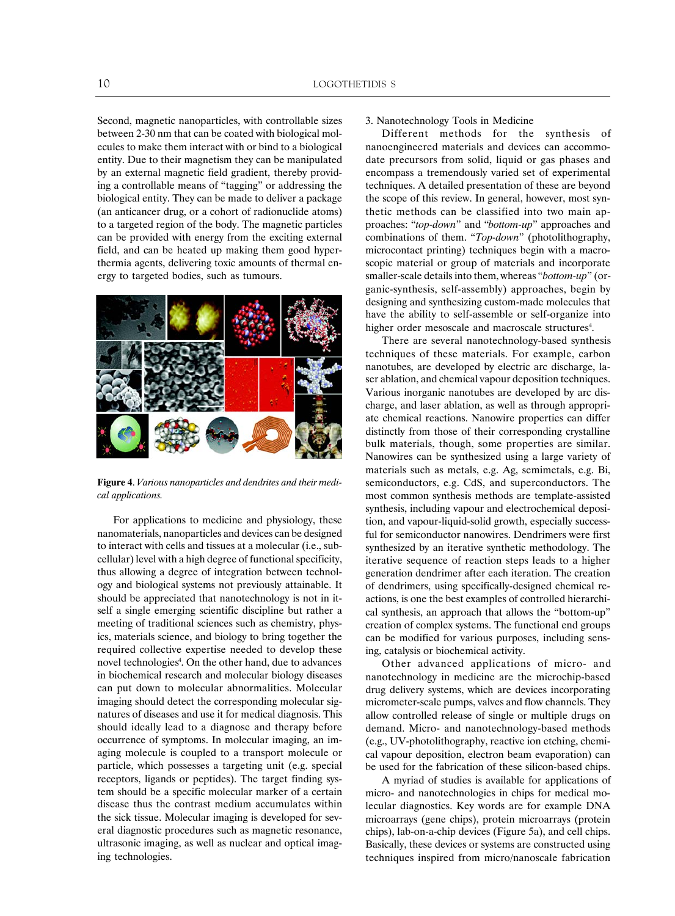Second, magnetic nanoparticles, with controllable sizes between 2-30 nm that can be coated with biological molecules to make them interact with or bind to a biological entity. Due to their magnetism they can be manipulated by an external magnetic field gradient, thereby providing a controllable means of "tagging" or addressing the biological entity. They can be made to deliver a package (an anticancer drug, or a cohort of radionuclide atoms) to a targeted region of the body. The magnetic particles can be provided with energy from the exciting external field, and can be heated up making them good hyperthermia agents, delivering toxic amounts of thermal energy to targeted bodies, such as tumours.

**Figure 4**. *Various nanoparticles and dendrites and their medical applications.*

For applications to medicine and physiology, these nanomaterials, nanoparticles and devices can be designed to interact with cells and tissues at a molecular (i.e., subcellular) level with a high degree of functional specificity, thus allowing a degree of integration between technology and biological systems not previously attainable. It should be appreciated that nanotechnology is not in itself a single emerging scientific discipline but rather a meeting of traditional sciences such as chemistry, physics, materials science, and biology to bring together the required collective expertise needed to develop these novel technologies[4]. On the other hand, due to advances in biochemical research and molecular biology diseases can put down to molecular abnormalities. Molecular imaging should detect the corresponding molecular signatures of diseases and use it for medical diagnosis. This should ideally lead to a diagnose and therapy before occurrence of symptoms. In molecular imaging, an imaging molecule is coupled to a transport molecule or particle, which possesses a targeting unit (e.g. special receptors, ligands or peptides). The target finding system should be a specific molecular marker of a certain disease thus the contrast medium accumulates within the sick tissue. Molecular imaging is developed for several diagnostic procedures such as magnetic resonance, ultrasonic imaging, as well as nuclear and optical imaging technologies.

## 3. Nanotechnology Tools in Medicine

Different methods for the synthesis of nanoengineered materials and devices can accommodate precursors from solid, liquid or gas phases and encompass a tremendously varied set of experimental techniques. A detailed presentation of these are beyond the scope of this review. In general, however, most synthetic methods can be classified into two main approaches: "*top-down*" and "*bottom-up*" approaches and combinations of them. "*Top-down*" (photolithography, microcontact printing) techniques begin with a macroscopic material or group of materials and incorporate smaller-scale details into them, whereas "*bottom-up*" (organic-synthesis, self-assembly) approaches, begin by designing and synthesizing custom-made molecules that have the ability to self-assemble or self-organize into higher order mesoscale and macroscale structures[4].

There are several nanotechnology-based synthesis techniques of these materials. For example, carbon nanotubes, are developed by electric arc discharge, laser ablation, and chemical vapour deposition techniques. Various inorganic nanotubes are developed by arc discharge, and laser ablation, as well as through appropriate chemical reactions. Nanowire properties can differ distinctly from those of their corresponding crystalline bulk materials, though, some properties are similar. Nanowires can be synthesized using a large variety of materials such as metals, e.g. Ag, semimetals, e.g. Bi, semiconductors, e.g. CdS, and superconductors. The most common synthesis methods are template-assisted synthesis, including vapour and electrochemical deposition, and vapour-liquid-solid growth, especially successful for semiconductor nanowires. Dendrimers were first synthesized by an iterative synthetic methodology. The iterative sequence of reaction steps leads to a higher generation dendrimer after each iteration. The creation of dendrimers, using specifically-designed chemical reactions, is one the best examples of controlled hierarchical synthesis, an approach that allows the "bottom-up" creation of complex systems. The functional end groups can be modified for various purposes, including sensing, catalysis or biochemical activity.

Other advanced applications of micro- and nanotechnology in medicine are the microchip-based drug delivery systems, which are devices incorporating micrometer-scale pumps, valves and flow channels. They allow controlled release of single or multiple drugs on demand. Micro- and nanotechnology-based methods (e.g., UV-photolithography, reactive ion etching, chemical vapour deposition, electron beam evaporation) can be used for the fabrication of these silicon-based chips.

A myriad of studies is available for applications of micro- and nanotechnologies in chips for medical molecular diagnostics. Key words are for example DNA microarrays (gene chips), protein microarrays (protein chips), lab-on-a-chip devices (Figure 5a), and cell chips. Basically, these devices or systems are constructed using techniques inspired from micro/nanoscale fabrication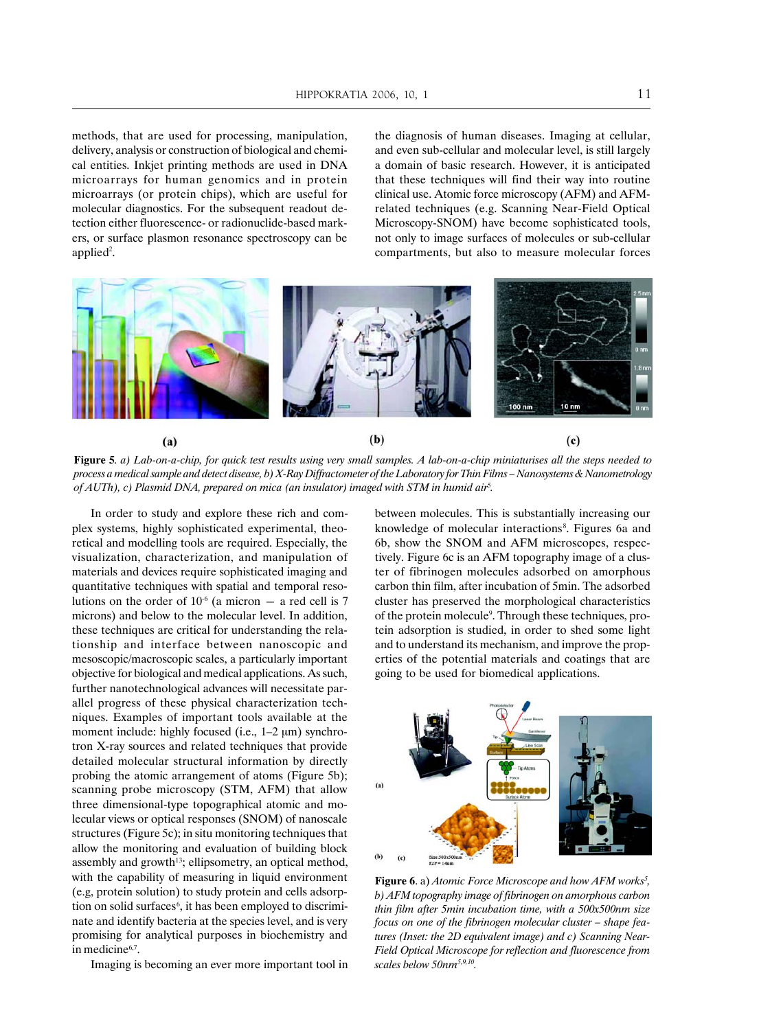methods, that are used for processing, manipulation, delivery, analysis or construction of biological and chemical entities. Inkjet printing methods are used in DNA microarrays for human genomics and in protein microarrays (or protein chips), which are useful for molecular diagnostics. For the subsequent readout detection either fluorescence- or radionuclide-based markers, or surface plasmon resonance spectroscopy can be applied[2].

**Figure 5**. *a) Lab-on-a-chip, for quick test results using very small samples. A lab-on-a-chip miniaturises all the steps needed to process a medical sample and detect disease, b) X-Ray Diffractometer of the Laboratory for Thin Films – Nanosystems & Nanometrology of AUTh), c) Plasmid DNA, prepared on mica (an insulator) imaged with STM in humid air*[5].

In order to study and explore these rich and complex systems, highly sophisticated experimental, theoretical and modelling tools are required. Especially, the visualization, characterization, and manipulation of materials and devices require sophisticated imaging and quantitative techniques with spatial and temporal resolutions on the order of $10^{-6}$ (a micron – a red cell is 7 microns) and below to the molecular level. In addition, these techniques are critical for understanding the relationship and interface between nanoscopic and mesoscopic/macroscopic scales, a particularly important objective for biological and medical applications. As such, further nanotechnological advances will necessitate parallel progress of these physical characterization techniques. Examples of important tools available at the moment include: highly focused (i.e., 1–2 μm) synchrotron X-ray sources and related techniques that provide detailed molecular structural information by directly probing the atomic arrangement of atoms (Figure 5b); scanning probe microscopy (STM, AFM) that allow three dimensional-type topographical atomic and molecular views or optical responses (SNOM) of nanoscale structures (Figure 5c); in situ monitoring techniques that allow the monitoring and evaluation of building block assembly and growth[13]; ellipsometry, an optical method, with the capability of measuring in liquid environment (e.g, protein solution) to study protein and cells adsorption on solid surfaces[6], it has been employed to discriminate and identify bacteria at the species level, and is very promising for analytical purposes in biochemistry and in medicine[6,7].

Imaging is becoming an ever more important tool in the diagnosis of human diseases. Imaging at cellular, and even sub-cellular and molecular level, is still largely a domain of basic research. However, it is anticipated that these techniques will find their way into routine clinical use. Atomic force microscopy (AFM) and AFM-related techniques (e.g. Scanning Near-Field Optical Microscopy-SNOM) have become sophisticated tools, not only to image surfaces of molecules or sub-cellular compartments, but also to measure molecular forces between molecules. This is substantially increasing our knowledge of molecular interactions[8]. Figures 6a and 6b, show the SNOM and AFM microscopes, respectively. Figure 6c is an AFM topography image of a cluster of fibrinogen molecules adsorbed on amorphous carbon thin film, after incubation of 5min. The adsorbed cluster has preserved the morphological characteristics of the protein molecule[9]. Through these techniques, protein adsorption is studied, in order to shed some light and to understand its mechanism, and improve the properties of the potential materials and coatings that are going to be used for biomedical applications.

**Figure 6**. a) *Atomic Force Microscope and how AFM works*[5], *b) AFM topography image of fibrinogen on amorphous carbon thin film after 5min incubation time, with a 500x500nm size focus on one of the fibrinogen molecular cluster – shape features (Inset: the 2D equivalent image) and c) Scanning Near-Field Optical Microscope for reflection and fluorescence from scales below 50nm*[5,9,10].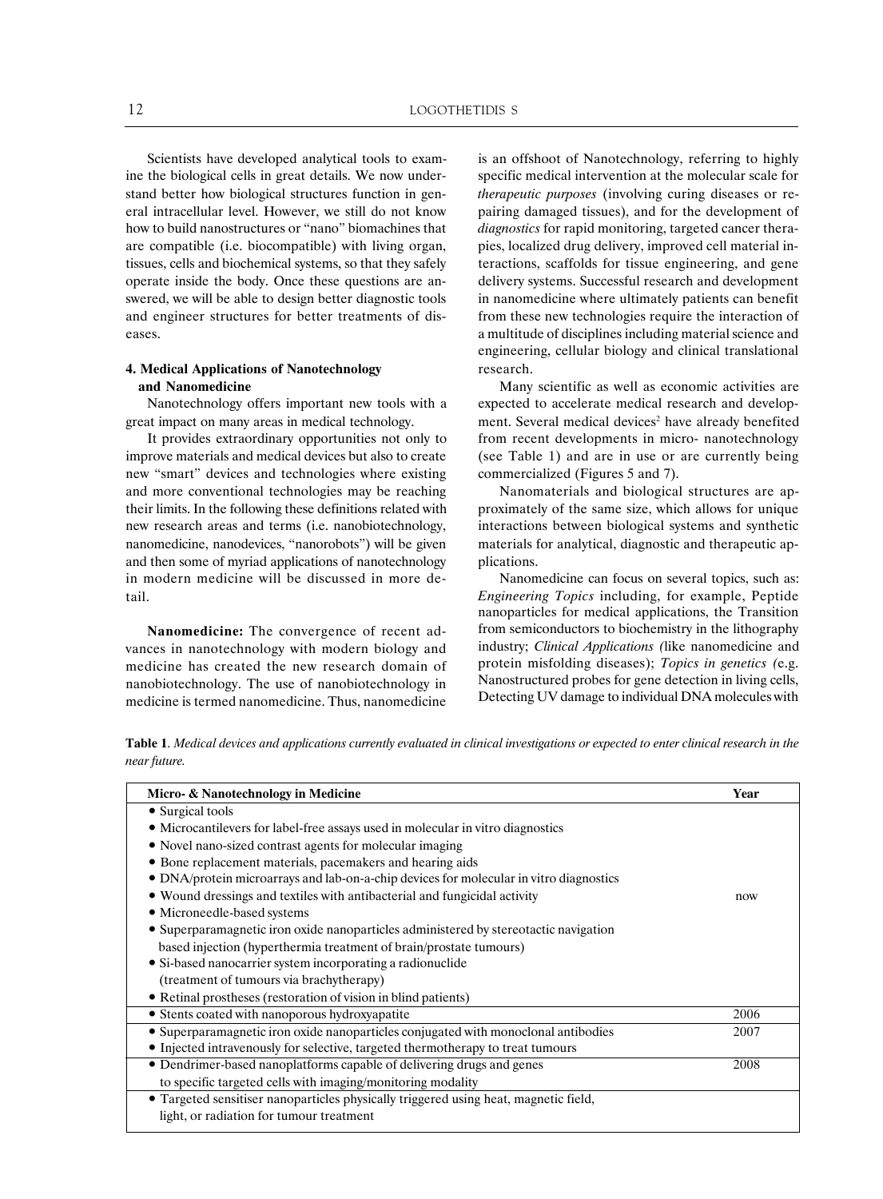Scientists have developed analytical tools to examine the biological cells in great details. We now understand better how biological structures function in general intracellular level. However, we still do not know how to build nanostructures or "nano" biomachines that are compatible (i.e. biocompatible) with living organ, tissues, cells and biochemical systems, so that they safely operate inside the body. Once these questions are answered, we will be able to design better diagnostic tools and engineer structures for better treatments of diseases.

## 4. Medical Applications of Nanotechnology and Nanomedicine

Nanotechnology offers important new tools with a great impact on many areas in medical technology.

It provides extraordinary opportunities not only to improve materials and medical devices but also to create new "smart" devices and technologies where existing and more conventional technologies may be reaching their limits. In the following these definitions related with new research areas and terms (i.e. nanobiotechnology, nanomedicine, nanodevices, "nanorobots") will be given and then some of myriad applications of nanotechnology in modern medicine will be discussed in more detail.

**Nanomedicine:** The convergence of recent advances in nanotechnology with modern biology and medicine has created the new research domain of nanobiotechnology. The use of nanobiotechnology in medicine is termed nanomedicine. Thus, nanomedicine is an offshoot of Nanotechnology, referring to highly specific medical intervention at the molecular scale for *therapeutic purposes* (involving curing diseases or repairing damaged tissues), and for the development of *diagnostics* for rapid monitoring, targeted cancer therapies, localized drug delivery, improved cell material interactions, scaffolds for tissue engineering, and gene delivery systems. Successful research and development in nanomedicine where ultimately patients can benefit from these new technologies require the interaction of a multitude of disciplines including material science and engineering, cellular biology and clinical translational research.

Many scientific as well as economic activities are expected to accelerate medical research and development. Several medical devices[2] have already benefited from recent developments in micro- nanotechnology (see Table 1) and are in use or are currently being commercialized (Figures 5 and 7).

Nanomaterials and biological structures are approximately of the same size, which allows for unique interactions between biological systems and synthetic materials for analytical, diagnostic and therapeutic applications.

Nanomedicine can focus on several topics, such as: *Engineering Topics* including, for example, Peptide nanoparticles for medical applications, the Transition from semiconductors to biochemistry in the lithography industry; *Clinical Applications (*like nanomedicine and protein misfolding diseases); *Topics in genetics (*e.g. Nanostructured probes for gene detection in living cells, Detecting UV damage to individual DNA molecules with

**Table 1**. *Medical devices and applications currently evaluated in clinical investigations or expected to enter clinical research in the near future.*

| Micro- & Nanotechnology in Medicine | Year |
|---|---|
| • Surgical tools<br>• Microcantilevers for label-free assays used in molecular in vitro diagnostics<br>• Novel nano-sized contrast agents for molecular imaging<br>• Bone replacement materials, pacemakers and hearing aids<br>• DNA/protein microarrays and lab-on-a-chip devices for molecular in vitro diagnostics<br>• Wound dressings and textiles with antibacterial and fungicidal activity<br>• Microneedle-based systems<br>• Superparamagnetic iron oxide nanoparticles administered by stereotactic navigation based injection (hyperthermia treatment of brain/prostate tumours)<br>• Si-based nanocarrier system incorporating a radionuclide (treatment of tumours via brachytherapy)<br>• Retinal prostheses (restoration of vision in blind patients) | now |
| • Stents coated with nanoporous hydroxyapatite | 2006 |
| • Superparamagnetic iron oxide nanoparticles conjugated with monoclonal antibodies<br>• Injected intravenously for selective, targeted thermotherapy to treat tumours | 2007 |
| • Dendrimer-based nanoplatforms capable of delivering drugs and genes to specific targeted cells with imaging/monitoring modality | 2008 |
| • Targeted sensitiser nanoparticles physically triggered using heat, magnetic field, light, or radiation for tumour treatment | |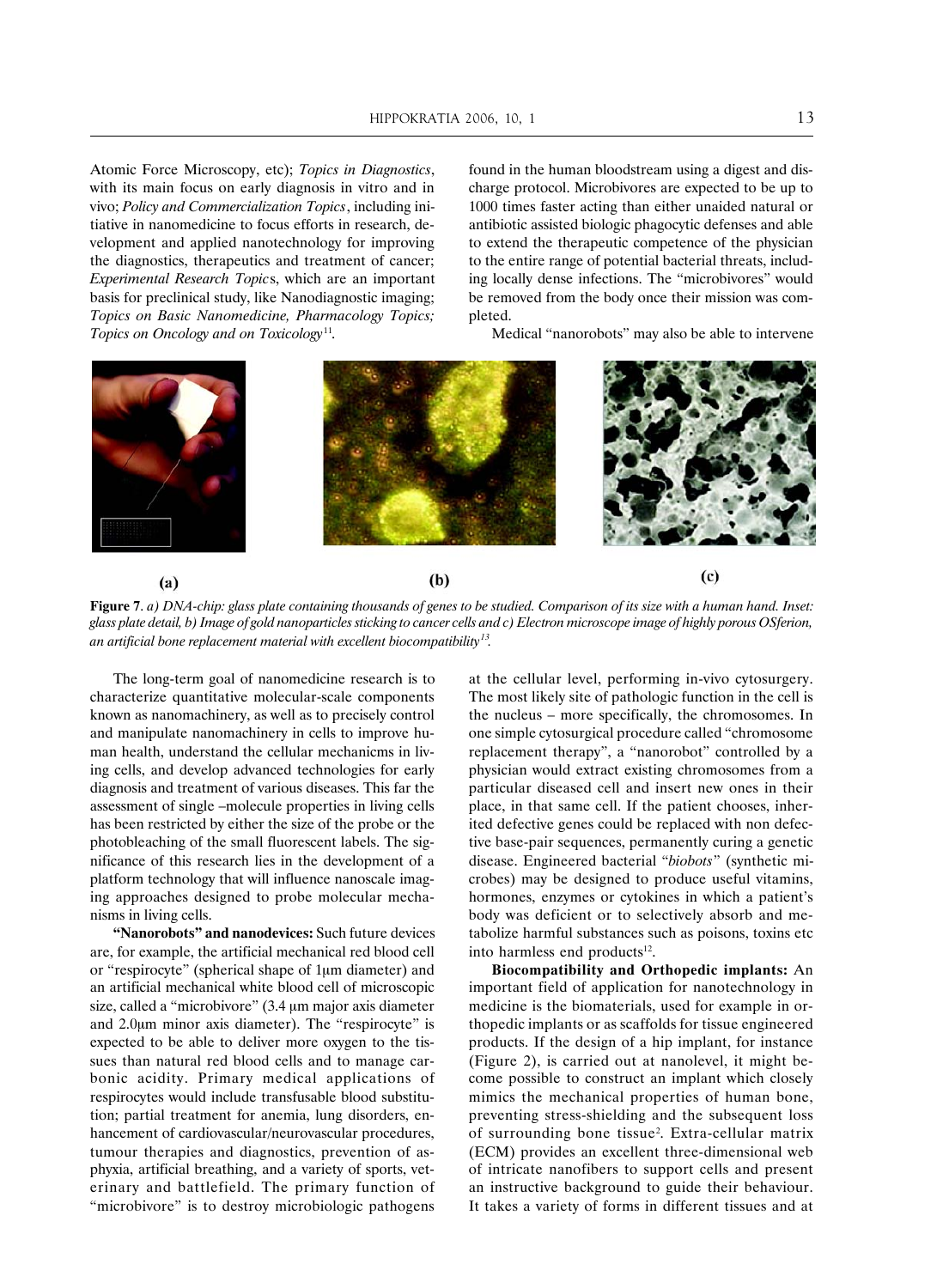Atomic Force Microscopy, etc); *Topics in Diagnostics*, with its main focus on early diagnosis in vitro and in vivo; *Policy and Commercialization Topics*, including initiative in nanomedicine to focus efforts in research, development and applied nanotechnology for improving the diagnostics, therapeutics and treatment of cancer; *Experimental Research Topic*s, which are an important basis for preclinical study, like Nanodiagnostic imaging; *Topics on Basic Nanomedicine, Pharmacology Topics; Topics on Oncology and on Toxicology*[11].

found in the human bloodstream using a digest and discharge protocol. Microbivores are expected to be up to 1000 times faster acting than either unaided natural or antibiotic assisted biologic phagocytic defenses and able to extend the therapeutic competence of the physician to the entire range of potential bacterial threats, including locally dense infections. The "microbivores" would be removed from the body once their mission was completed.

Medical "nanorobots" may also be able to intervene at the cellular level, performing in-vivo cytosurgery. The most likely site of pathologic function in the cell is the nucleus – more specifically, the chromosomes. In one simple cytosurgical procedure called "chromosome replacement therapy", a "nanorobot" controlled by a physician would extract existing chromosomes from a particular diseased cell and insert new ones in their place, in that same cell. If the patient chooses, inherited defective genes could be replaced with non defective base-pair sequences, permanently curing a genetic disease. Engineered bacterial "*biobots*" (synthetic microbes) may be designed to produce useful vitamins, hormones, enzymes or cytokines in which a patient's body was deficient or to selectively absorb and metabolize harmful substances such as poisons, toxins etc into harmless end products[12].

(a) (b) (c)

**Figure 7**. *a) DNA-chip: glass plate containing thousands of genes to be studied. Comparison of its size with a human hand. Inset: glass plate detail, b) Image of gold nanoparticles sticking to cancer cells and c) Electron microscope image of highly porous OSferion, an artificial bone replacement material with excellent biocompatibility*[13].

The long-term goal of nanomedicine research is to characterize quantitative molecular-scale components known as nanomachinery, as well as to precisely control and manipulate nanomachinery in cells to improve human health, understand the cellular mechanicms in living cells, and develop advanced technologies for early diagnosis and treatment of various diseases. This far the assessment of single –molecule properties in living cells has been restricted by either the size of the probe or the photobleaching of the small fluorescent labels. The significance of this research lies in the development of a platform technology that will influence nanoscale imaging approaches designed to probe molecular mechanisms in living cells.

**"Nanorobots" and nanodevices:** Such future devices are, for example, the artificial mechanical red blood cell or "respirocyte" (spherical shape of 1μm diameter) and an artificial mechanical white blood cell of microscopic size, called a "microbivore" (3.4 μm major axis diameter and 2.0μm minor axis diameter). The "respirocyte" is expected to be able to deliver more oxygen to the tissues than natural red blood cells and to manage carbonic acidity. Primary medical applications of respirocytes would include transfusable blood substitution; partial treatment for anemia, lung disorders, enhancement of cardiovascular/neurovascular procedures, tumour therapies and diagnostics, prevention of asphyxia, artificial breathing, and a variety of sports, veterinary and battlefield. The primary function of "microbivore" is to destroy microbiologic pathogens

**Biocompatibility and Orthopedic implants:** An important field of application for nanotechnology in medicine is the biomaterials, used for example in orthopedic implants or as scaffolds for tissue engineered products. If the design of a hip implant, for instance (Figure 2), is carried out at nanolevel, it might become possible to construct an implant which closely mimics the mechanical properties of human bone, preventing stress-shielding and the subsequent loss of surrounding bone tissue[2]. Extra-cellular matrix (ECM) provides an excellent three-dimensional web of intricate nanofibers to support cells and present an instructive background to guide their behaviour. It takes a variety of forms in different tissues and at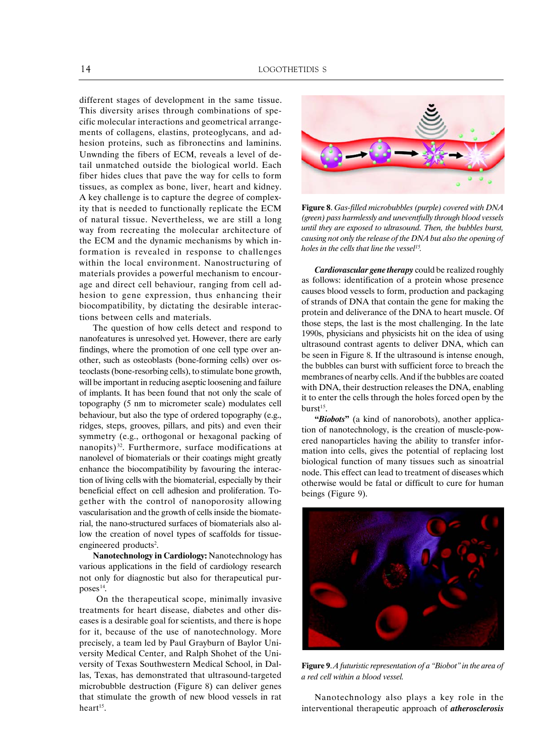different stages of development in the same tissue. This diversity arises through combinations of specific molecular interactions and geometrical arrangements of collagens, elastins, proteoglycans, and adhesion proteins, such as fibronectins and laminins. Unwnding the fibers of ECM, reveals a level of detail unmatched outside the biological world. Each fiber hides clues that pave the way for cells to form tissues, as complex as bone, liver, heart and kidney. A key challenge is to capture the degree of complexity that is needed to functionally replicate the ECM of natural tissue. Nevertheless, we are still a long way from recreating the molecular architecture of the ECM and the dynamic mechanisms by which information is revealed in response to challenges within the local environment. Nanostructuring of materials provides a powerful mechanism to encourage and direct cell behaviour, ranging from cell adhesion to gene expression, thus enhancing their biocompatibility, by dictating the desirable interactions between cells and materials.

The question of how cells detect and respond to nanofeatures is unresolved yet. However, there are early findings, where the promotion of one cell type over another, such as osteoblasts (bone-forming cells) over osteoclasts (bone-resorbing cells), to stimulate bone growth, will be important in reducing aseptic loosening and failure of implants. It has been found that not only the scale of topography (5 nm to micrometer scale) modulates cell behaviour, but also the type of ordered topography (e.g., ridges, steps, grooves, pillars, and pits) and even their symmetry (e.g., orthogonal or hexagonal packing of nanopits)[32]. Furthermore, surface modifications at nanolevel of biomaterials or their coatings might greatly enhance the biocompatibility by favouring the interaction of living cells with the biomaterial, especially by their beneficial effect on cell adhesion and proliferation. Together with the control of nanoporosity allowing vascularisation and the growth of cells inside the biomaterial, the nano-structured surfaces of biomaterials also allow the creation of novel types of scaffolds for tissue-engineered products[2].

**Nanotechnology in Cardiology:** Nanotechnology has various applications in the field of cardiology research not only for diagnostic but also for therapeutical purposes[14].

On the therapeutical scope, minimally invasive treatments for heart disease, diabetes and other diseases is a desirable goal for scientists, and there is hope for it, because of the use of nanotechnology. More precisely, a team led by Paul Grayburn of Baylor University Medical Center, and Ralph Shohet of the University of Texas Southwestern Medical School, in Dallas, Texas, has demonstrated that ultrasound-targeted microbubble destruction (Figure 8) can deliver genes that stimulate the growth of new blood vessels in rat heart[15].

**Figure 8**. *Gas-filled microbubbles (purple) covered with DNA (green) pass harmlessly and uneventfully through blood vessels until they are exposed to ultrasound. Then, the bubbles burst, causing not only the release of the DNA but also the opening of holes in the cells that line the vessel*[15].

***Cardiovascular gene therapy*** could be realized roughly as follows: identification of a protein whose presence causes blood vessels to form, production and packaging of strands of DNA that contain the gene for making the protein and deliverance of the DNA to heart muscle. Of those steps, the last is the most challenging. In the late 1990s, physicians and physicists hit on the idea of using ultrasound contrast agents to deliver DNA, which can be seen in Figure 8. If the ultrasound is intense enough, the bubbles can burst with sufficient force to breach the membranes of nearby cells. And if the bubbles are coated with DNA, their destruction releases the DNA, enabling it to enter the cells through the holes forced open by the burst[15].

**"*Biobots*"** (a kind of nanorobots), another application of nanotechnology, is the creation of muscle-powered nanoparticles having the ability to transfer information into cells, gives the potential of replacing lost biological function of many tissues such as sinoatrial node. This effect can lead to treatment of diseases which otherwise would be fatal or difficult to cure for human beings (Figure 9).

**Figure 9**. *A futuristic representation of a "Biobot" in the area of a red cell within a blood vessel.*

Nanotechnology also plays a key role in the interventional therapeutic approach of ***atherosclerosis***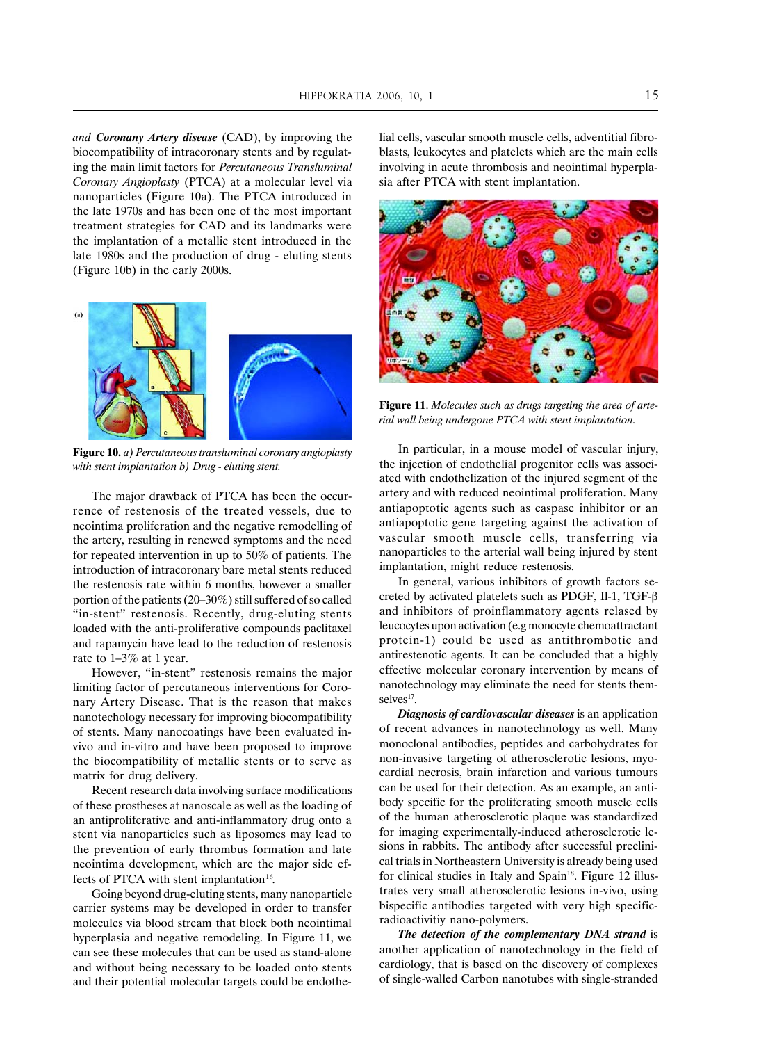*and* ***Coronary Artery disease*** (CAD), by improving the biocompatibility of intracoronary stents and by regulating the main limit factors for *Percutaneous Transluminal Coronary Angioplasty* (PTCA) at a molecular level via nanoparticles (Figure 10a). The PTCA introduced in the late 1970s and has been one of the most important treatment strategies for CAD and its landmarks were the implantation of a metallic stent introduced in the late 1980s and the production of drug - eluting stents (Figure 10b) in the early 2000s.

**Figure 10.** *a) Percutaneous transluminal coronary angioplasty with stent implantation b) Drug - eluting stent.*

The major drawback of PTCA has been the occurrence of restenosis of the treated vessels, due to neointima proliferation and the negative remodelling of the artery, resulting in renewed symptoms and the need for repeated intervention in up to 50% of patients. The introduction of intracoronary bare metal stents reduced the restenosis rate within 6 months, however a smaller portion of the patients (20–30%) still suffered of so called "in-stent" restenosis. Recently, drug-eluting stents loaded with the anti-proliferative compounds paclitaxel and rapamycin have lead to the reduction of restenosis rate to 1–3% at 1 year.

However, "in-stent" restenosis remains the major limiting factor of percutaneous interventions for Coronary Artery Disease. That is the reason that makes nanotechology necessary for improving biocompatibility of stents. Many nanocoatings have been evaluated in-vivo and in-vitro and have been proposed to improve the biocompatibility of metallic stents or to serve as matrix for drug delivery.

Recent research data involving surface modifications of these prostheses at nanoscale as well as the loading of an antiproliferative and anti-inflammatory drug onto a stent via nanoparticles such as liposomes may lead to the prevention of early thrombus formation and late neointima development, which are the major side effects of PTCA with stent implantation[16].

Going beyond drug-eluting stents, many nanoparticle carrier systems may be developed in order to transfer molecules via blood stream that block both neointimal hyperplasia and negative remodeling. In Figure 11, we can see these molecules that can be used as stand-alone and without being necessary to be loaded onto stents and their potential molecular targets could be endothelial cells, vascular smooth muscle cells, adventitial fibroblasts, leukocytes and platelets which are the main cells involving in acute thrombosis and neointimal hyperplasia after PTCA with stent implantation.

**Figure 11**. *Molecules such as drugs targeting the area of arterial wall being undergone PTCA with stent implantation.*

In particular, in a mouse model of vascular injury, the injection of endothelial progenitor cells was associated with endothelization of the injured segment of the artery and with reduced neointimal proliferation. Many antiapoptotic agents such as caspase inhibitor or an antiapoptotic gene targeting against the activation of vascular smooth muscle cells, transferring via nanoparticles to the arterial wall being injured by stent implantation, might reduce restenosis.

In general, various inhibitors of growth factors secreted by activated platelets such as PDGF, Il-1, TGF-β and inhibitors of proinflammatory agents relased by leucocytes upon activation (e.g monocyte chemoattractant protein-1) could be used as antithrombotic and antirestenotic agents. It can be concluded that a highly effective molecular coronary intervention by means of nanotechnology may eliminate the need for stents themselves[17].

***Diagnosis of cardiovascular diseases*** is an application of recent advances in nanotechnology as well. Many monoclonal antibodies, peptides and carbohydrates for non-invasive targeting of atherosclerotic lesions, myocardial necrosis, brain infarction and various tumours can be used for their detection. As an example, an antibody specific for the proliferating smooth muscle cells of the human atherosclerotic plaque was standardized for imaging experimentally-induced atherosclerotic lesions in rabbits. The antibody after successful preclinical trials in Northeastern University is already being used for clinical studies in Italy and Spain[18]. Figure 12 illustrates very small atherosclerotic lesions in-vivo, using bispecific antibodies targeted with very high specific-radioactivitiy nano-polymers.

***The detection of the complementary DNA strand*** is another application of nanotechnology in the field of cardiology, that is based on the discovery of complexes of single-walled Carbon nanotubes with single-stranded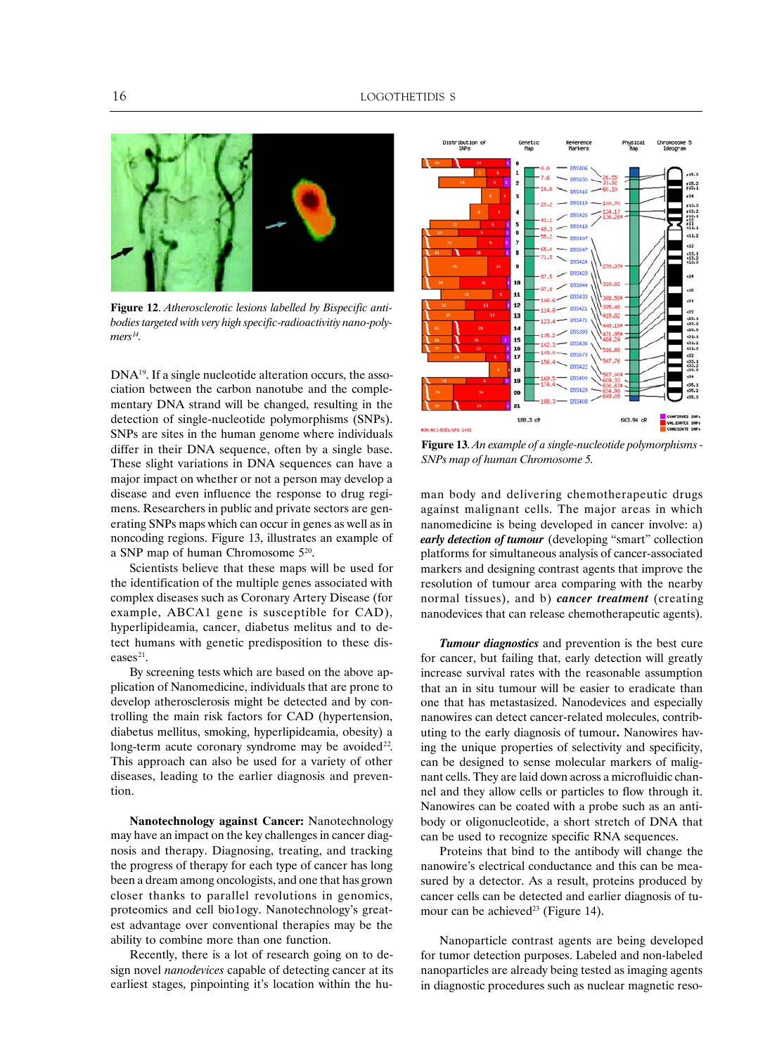**Figure 12**. *Atherosclerotic lesions labelled by Bispecific antibodies targeted with very high specific-radioactivitiy nano-polymers*[14].

DNA[19]. If a single nucleotide alteration occurs, the association between the carbon nanotube and the complementary DNA strand will be changed, resulting in the detection of single-nucleotide polymorphisms (SNPs). SNPs are sites in the human genome where individuals differ in their DNA sequence, often by a single base. These slight variations in DNA sequences can have a major impact on whether or not a person may develop a disease and even influence the response to drug regimens. Researchers in public and private sectors are generating SNPs maps which can occur in genes as well as in noncoding regions. Figure 13, illustrates an example of a SNP map of human Chromosome 5[20].

Scientists believe that these maps will be used for the identification of the multiple genes associated with complex diseases such as Coronary Artery Disease (for example, ABCA1 gene is susceptible for CAD), hyperlipideamia, cancer, diabetus melitus and to detect humans with genetic predisposition to these diseases[21].

By screening tests which are based on the above application of Nanomedicine, individuals that are prone to develop atherosclerosis might be detected and by controlling the main risk factors for CAD (hypertension, diabetus mellitus, smoking, hyperlipideamia, obesity) a long-term acute coronary syndrome may be avoided[22]. This approach can also be used for a variety of other diseases, leading to the earlier diagnosis and prevention.

**Nanotechnology against Cancer:** Nanotechnology may have an impact on the key challenges in cancer diagnosis and therapy. Diagnosing, treating, and tracking the progress of therapy for each type of cancer has long been a dream among oncologists, and one that has grown closer thanks to parallel revolutions in genomics, proteomics and cell bio1ogy. Nanotechnology's greatest advantage over conventional therapies may be the ability to combine more than one function.

Recently, there is a lot of research going on to design novel *nanodevices* capable of detecting cancer at its earliest stages, pinpointing it's location within the human body and delivering chemotherapeutic drugs against malignant cells. The major areas in which nanomedicine is being developed in cancer involve: a) ***early detection of tumour*** (developing "smart" collection platforms for simultaneous analysis of cancer-associated markers and designing contrast agents that improve the resolution of tumour area comparing with the nearby normal tissues), and b) ***cancer treatment*** (creating nanodevices that can release chemotherapeutic agents).

**Figure 13**. *An example of a single-nucleotide polymorphisms - SNPs map of human Chromosome 5.*

***Tumour diagnostics*** and prevention is the best cure for cancer, but failing that, early detection will greatly increase survival rates with the reasonable assumption that an in situ tumour will be easier to eradicate than one that has metastasized. Nanodevices and especially nanowires can detect cancer-related molecules, contributing to the early diagnosis of tumour**.** Nanowires having the unique properties of selectivity and specificity, can be designed to sense molecular markers of malignant cells. They are laid down across a microfluidic channel and they allow cells or particles to flow through it. Nanowires can be coated with a probe such as an antibody or oligonucleotide, a short stretch of DNA that can be used to recognize specific RNA sequences.

Proteins that bind to the antibody will change the nanowire's electrical conductance and this can be measured by a detector. As a result, proteins produced by cancer cells can be detected and earlier diagnosis of tumour can be achieved[23] (Figure 14).

Nanoparticle contrast agents are being developed for tumor detection purposes. Labeled and non-labeled nanoparticles are already being tested as imaging agents in diagnostic procedures such as nuclear magnetic reso-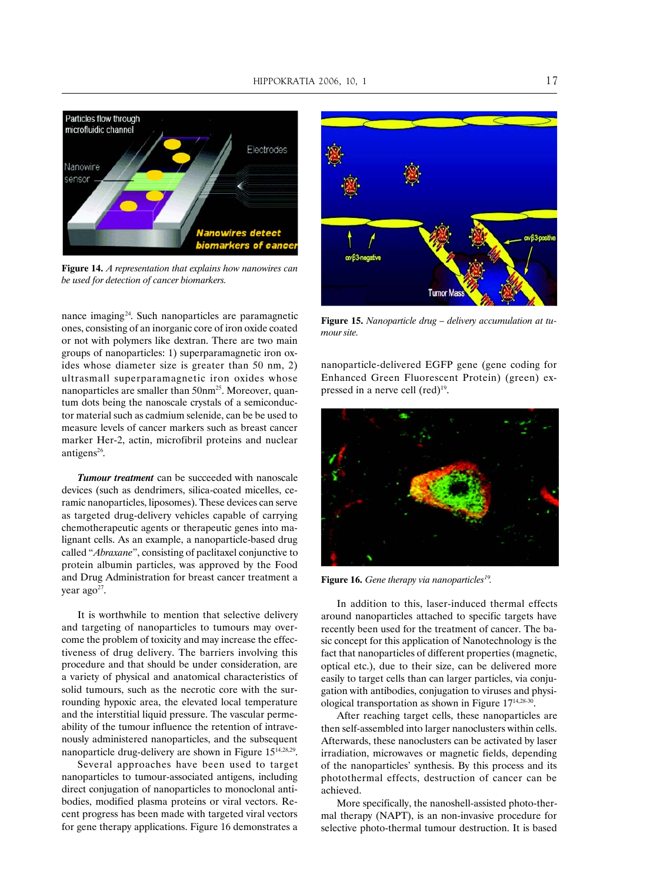**Figure 14.** *A representation that explains how nanowires can be used for detection of cancer biomarkers.*

nance imaging[24]. Such nanoparticles are paramagnetic ones, consisting of an inorganic core of iron oxide coated or not with polymers like dextran. There are two main groups of nanoparticles: 1) superparamagnetic iron oxides whose diameter size is greater than 50 nm, 2) ultrasmall superparamagnetic iron oxides whose nanoparticles are smaller than 50nm[25]. Moreover, quantum dots being the nanoscale crystals of a semiconductor material such as cadmium selenide, can be be used to measure levels of cancer markers such as breast cancer marker Her-2, actin, microfibril proteins and nuclear antigens[26].

***Tumour treatment*** can be succeeded with nanoscale devices (such as dendrimers, silica-coated micelles, ceramic nanoparticles, liposomes). These devices can serve as targeted drug-delivery vehicles capable of carrying chemotherapeutic agents or therapeutic genes into malignant cells. As an example, a nanoparticle-based drug called "*Abraxane*", consisting of paclitaxel conjunctive to protein albumin particles, was approved by the Food and Drug Administration for breast cancer treatment a year ago[27].

It is worthwhile to mention that selective delivery and targeting of nanoparticles to tumours may overcome the problem of toxicity and may increase the effectiveness of drug delivery. The barriers involving this procedure and that should be under consideration, are a variety of physical and anatomical characteristics of solid tumours, such as the necrotic core with the surrounding hypoxic area, the elevated local temperature and the interstitial liquid pressure. The vascular permeability of the tumour influence the retention of intravenously administered nanoparticles, and the subsequent nanoparticle drug-delivery are shown in Figure 15[14,28,29].

Several approaches have been used to target nanoparticles to tumour-associated antigens, including direct conjugation of nanoparticles to monoclonal antibodies, modified plasma proteins or viral vectors. Recent progress has been made with targeted viral vectors for gene therapy applications. Figure 16 demonstrates a nanoparticle-delivered EGFP gene (gene coding for Enhanced Green Fluorescent Protein) (green) expressed in a nerve cell (red)[19].

**Figure 15.** *Nanoparticle drug – delivery accumulation at tumour site.*

**Figure 16.** *Gene therapy via nanoparticles[19].*

In addition to this, laser-induced thermal effects around nanoparticles attached to specific targets have recently been used for the treatment of cancer. The basic concept for this application of Nanotechnology is the fact that nanoparticles of different properties (magnetic, optical etc.), due to their size, can be delivered more easily to target cells than can larger particles, via conjugation with antibodies, conjugation to viruses and physiological transportation as shown in Figure 17[14,28-30].

After reaching target cells, these nanoparticles are then self-assembled into larger nanoclusters within cells. Afterwards, these nanoclusters can be activated by laser irradiation, microwaves or magnetic fields, depending of the nanoparticles' synthesis. By this process and its photothermal effects, destruction of cancer can be achieved.

More specifically, the nanoshell-assisted photo-thermal therapy (NAPT), is an non-invasive procedure for selective photo-thermal tumour destruction. It is based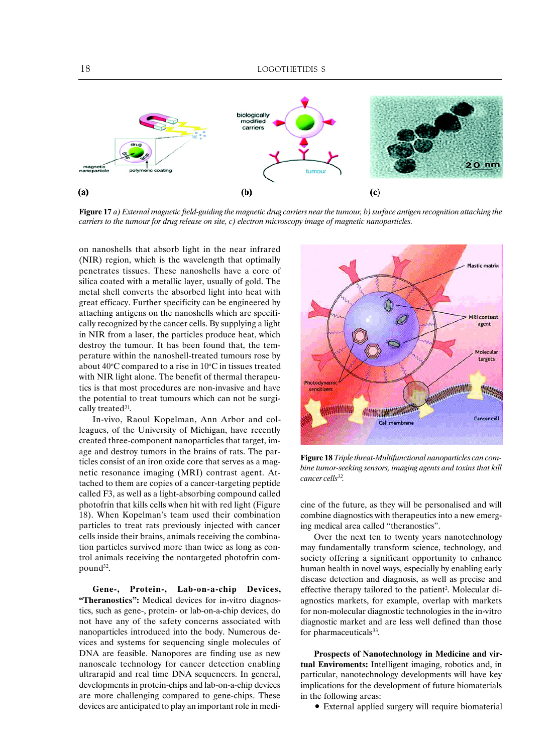**Figure 17** *a) External magnetic field-guiding the magnetic drug carriers near the tumour, b) surface antigen recognition attaching the carriers to the tumour for drug release on site, c) electron microscopy image of magnetic nanoparticles.*

on nanoshells that absorb light in the near infrared (NIR) region, which is the wavelength that optimally penetrates tissues. These nanoshells have a core of silica coated with a metallic layer, usually of gold. The metal shell converts the absorbed light into heat with great efficacy. Further specificity can be engineered by attaching antigens on the nanoshells which are specifically recognized by the cancer cells. By supplying a light in NIR from a laser, the particles produce heat, which destroy the tumour. It has been found that, the temperature within the nanoshell-treated tumours rose by about 40°C compared to a rise in 10°C in tissues treated with NIR light alone. The benefit of thermal therapeutics is that most procedures are non-invasive and have the potential to treat tumours which can not be surgically treated[31].

In-vivo, Raoul Kopelman, Ann Arbor and colleagues, of the University of Michigan, have recently created three-component nanoparticles that target, image and destroy tumors in the brains of rats. The particles consist of an iron oxide core that serves as a magnetic resonance imaging (MRI) contrast agent. Attached to them are copies of a cancer-targeting peptide called F3, as well as a light-absorbing compound called photofrin that kills cells when hit with red light (Figure 18). When Kopelman's team used their combination particles to treat rats previously injected with cancer cells inside their brains, animals receiving the combination particles survived more than twice as long as control animals receiving the nontargeted photofrin compound[32].

**Figure 18** *Triple threat-Multifunctional nanoparticles can combine tumor-seeking sensors, imaging agents and toxins that kill cancer cells*[32].

**Gene-, Protein-, Lab-on-a-chip Devices, "Theranostics":** Medical devices for in-vitro diagnostics, such as gene-, protein- or lab-on-a-chip devices, do not have any of the safety concerns associated with nanoparticles introduced into the body. Numerous devices and systems for sequencing single molecules of DNA are feasible. Nanopores are finding use as new nanoscale technology for cancer detection enabling ultrarapid and real time DNA sequencers. In general, developments in protein-chips and lab-on-a-chip devices are more challenging compared to gene-chips. These devices are anticipated to play an important role in medicine of the future, as they will be personalised and will combine diagnostics with therapeutics into a new emerging medical area called "theranostics".

Over the next ten to twenty years nanotechnology may fundamentally transform science, technology, and society offering a significant opportunity to enhance human health in novel ways, especially by enabling early disease detection and diagnosis, as well as precise and effective therapy tailored to the patient[2]. Molecular diagnostics markets, for example, overlap with markets for non-molecular diagnostic technologies in the in-vitro diagnostic market and are less well defined than those for pharmaceuticals[33].

**Prospects of Nanotechnology in Medicine and virtual Enviroments:** Intelligent imaging, robotics and, in particular, nanotechnology developments will have key implications for the development of future biomaterials in the following areas:

- External applied surgery will require biomaterial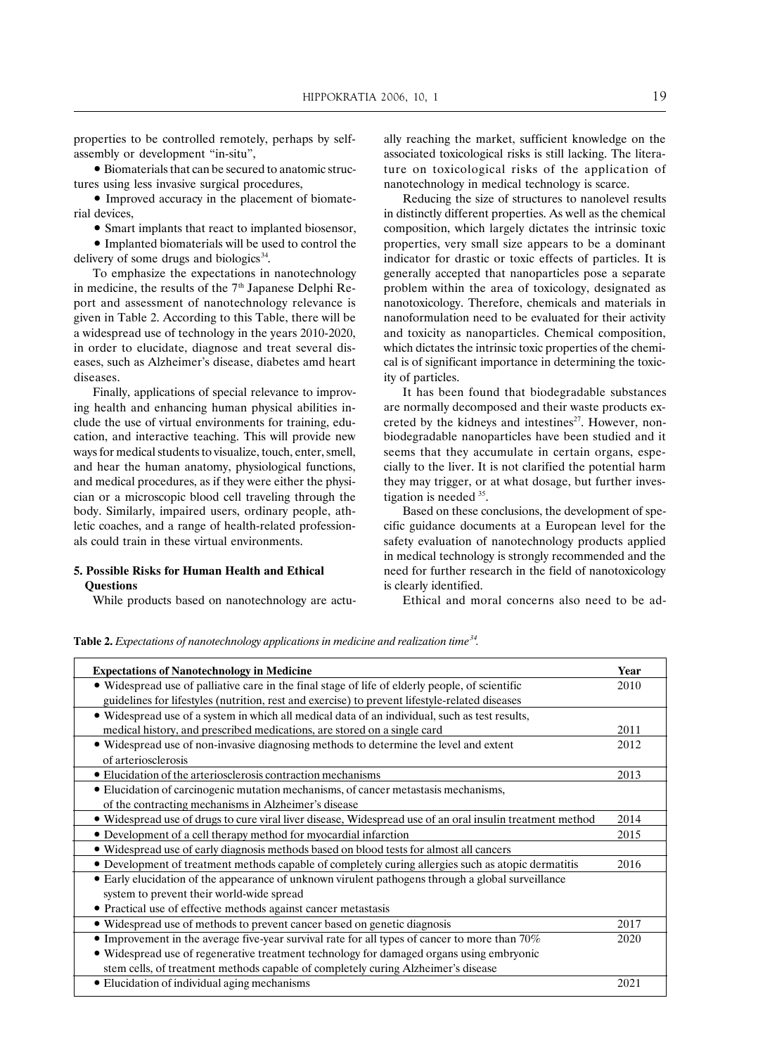properties to be controlled remotely, perhaps by self-assembly or development "in-situ",

- Biomaterials that can be secured to anatomic structures using less invasive surgical procedures,
- Improved accuracy in the placement of biomaterial devices,
- Smart implants that react to implanted biosensor,
- Implanted biomaterials will be used to control the delivery of some drugs and biologics[34].

To emphasize the expectations in nanotechnology in medicine, the results of the 7th Japanese Delphi Report and assessment of nanotechnology relevance is given in Table 2. According to this Table, there will be a widespread use of technology in the years 2010-2020, in order to elucidate, diagnose and treat several diseases, such as Alzheimer's disease, diabetes amd heart diseases.

Finally, applications of special relevance to improving health and enhancing human physical abilities include the use of virtual environments for training, education, and interactive teaching. This will provide new ways for medical students to visualize, touch, enter, smell, and hear the human anatomy, physiological functions, and medical procedures, as if they were either the physician or a microscopic blood cell traveling through the body. Similarly, impaired users, ordinary people, athletic coaches, and a range of health-related professionals could train in these virtual environments.

## 5. Possible Risks for Human Health and Ethical Questions

While products based on nanotechnology are actually reaching the market, sufficient knowledge on the associated toxicological risks is still lacking. The literature on toxicological risks of the application of nanotechnology in medical technology is scarce.

Reducing the size of structures to nanolevel results in distinctly different properties. As well as the chemical composition, which largely dictates the intrinsic toxic properties, very small size appears to be a dominant indicator for drastic or toxic effects of particles. It is generally accepted that nanoparticles pose a separate problem within the area of toxicology, designated as nanotoxicology. Therefore, chemicals and materials in nanoformulation need to be evaluated for their activity and toxicity as nanoparticles. Chemical composition, which dictates the intrinsic toxic properties of the chemical is of significant importance in determining the toxicity of particles.

It has been found that biodegradable substances are normally decomposed and their waste products excreted by the kidneys and intestines[27]. However, non-biodegradable nanoparticles have been studied and it seems that they accumulate in certain organs, especially to the liver. It is not clarified the potential harm they may trigger, or at what dosage, but further investigation is needed [35].

Based on these conclusions, the development of specific guidance documents at a European level for the safety evaluation of nanotechnology products applied in medical technology is strongly recommended and the need for further research in the field of nanotoxicology is clearly identified.

Ethical and moral concerns also need to be ad-

**Table 2.** *Expectations of nanotechnology applications in medicine and realization time[34].*

| Expectations of Nanotechnology in Medicine | Year |
|---|---|
| • Widespread use of palliative care in the final stage of life of elderly people, of scientific guidelines for lifestyles (nutrition, rest and exercise) to prevent lifestyle-related diseases | 2010 |
| • Widespread use of a system in which all medical data of an individual, such as test results, medical history, and prescribed medications, are stored on a single card | 2011 |
| • Widespread use of non-invasive diagnosing methods to determine the level and extent of arteriosclerosis | 2012 |
| • Elucidation of the arteriosclerosis contraction mechanisms | 2013 |
| • Elucidation of carcinogenic mutation mechanisms, of cancer metastasis mechanisms, of the contracting mechanisms in Alzheimer's disease | |
| • Widespread use of drugs to cure viral liver disease, Widespread use of an oral insulin treatment method | 2014 |
| • Development of a cell therapy method for myocardial infarction | 2015 |
| • Widespread use of early diagnosis methods based on blood tests for almost all cancers | |
| • Development of treatment methods capable of completely curing allergies such as atopic dermatitis | 2016 |
| • Early elucidation of the appearance of unknown virulent pathogens through a global surveillance system to prevent their world-wide spread<br>• Practical use of effective methods against cancer metastasis | |
| • Widespread use of methods to prevent cancer based on genetic diagnosis | 2017 |
| • Improvement in the average five-year survival rate for all types of cancer to more than 70%<br>• Widespread use of regenerative treatment technology for damaged organs using embryonic stem cells, of treatment methods capable of completely curing Alzheimer's disease | 2020 |
| • Elucidation of individual aging mechanisms | 2021 |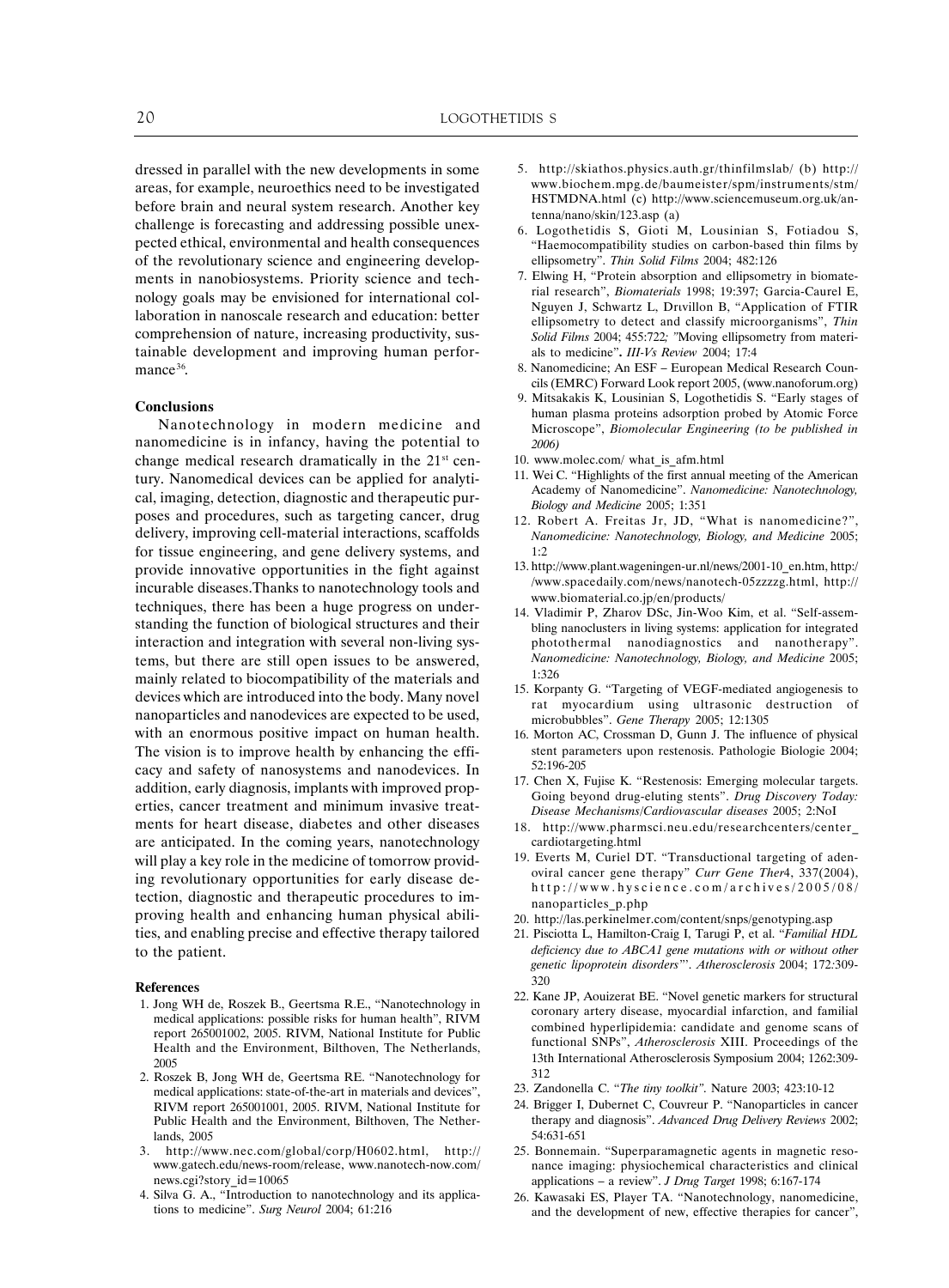dressed in parallel with the new developments in some areas, for example, neuroethics need to be investigated before brain and neural system research. Another key challenge is forecasting and addressing possible unexpected ethical, environmental and health consequences of the revolutionary science and engineering developments in nanobiosystems. Priority science and technology goals may be envisioned for international collaboration in nanoscale research and education: better comprehension of nature, increasing productivity, sustainable development and improving human performance[36].

#### Conclusions

Nanotechnology in modern medicine and nanomedicine is in infancy, having the potential to change medical research dramatically in the 21[st] century. Nanomedical devices can be applied for analytical, imaging, detection, diagnostic and therapeutic purposes and procedures, such as targeting cancer, drug delivery, improving cell-material interactions, scaffolds for tissue engineering, and gene delivery systems, and provide innovative opportunities in the fight against incurable diseases.Thanks to nanotechnology tools and techniques, there has been a huge progress on understanding the function of biological structures and their interaction and integration with several non-living systems, but there are still open issues to be answered, mainly related to biocompatibility of the materials and devices which are introduced into the body. Many novel nanoparticles and nanodevices are expected to be used, with an enormous positive impact on human health. The vision is to improve health by enhancing the efficacy and safety of nanosystems and nanodevices. In addition, early diagnosis, implants with improved properties, cancer treatment and minimum invasive treatments for heart disease, diabetes and other diseases are anticipated. In the coming years, nanotechnology will play a key role in the medicine of tomorrow providing revolutionary opportunities for early disease detection, diagnostic and therapeutic procedures to improving health and enhancing human physical abilities, and enabling precise and effective therapy tailored to the patient.

#### References

1. Jong WH de, Roszek B., Geertsma R.E., "Nanotechnology in medical applications: possible risks for human health", RIVM report 265001002, 2005. RIVM, National Institute for Public Health and the Environment, Bilthoven, The Netherlands, 2005
2. Roszek B, Jong WH de, Geertsma RE. "Nanotechnology for medical applications: state-of-the-art in materials and devices", RIVM report 265001001, 2005. RIVM, National Institute for Public Health and the Environment, Bilthoven, The Netherlands, 2005
3. http://www.nec.com/global/corp/H0602.html, http://www.gatech.edu/news-room/release, www.nanotech-now.com/news.cgi?story_id=10065
4. Silva G. A., "Introduction to nanotechnology and its applications to medicine". *Surg Neurol* 2004; 61:216
5. http://skiathos.physics.auth.gr/thinfilmslab/ (b) http://www.biochem.mpg.de/baumeister/spm/instruments/stm/HSTMDNA.html (c) http://www.sciencemuseum.org.uk/antenna/nano/skin/123.asp (a)
6. Logothetidis S, Gioti M, Lousinian S, Fotiadou S, "Haemocompatibility studies on carbon-based thin films by ellipsometry". *Thin Solid Films* 2004; 482:126
7. Elwing H, "Protein absorption and ellipsometry in biomaterial research", *Biomaterials* 1998; 19:397; Garcia-Caurel E, Nguyen J, Schwartz L, Drιvillon B, "Application of FTIR ellipsometry to detect and classify microorganisms", *Thin Solid Films* 2004; 455:722; "Moving ellipsometry from materials to medicine". *III-Vs Review* 2004; 17:4
8. Nanomedicine; An ESF – European Medical Research Councils (EMRC) Forward Look report 2005, (www.nanoforum.org)
9. Mitsakakis K, Lousinian S, Logothetidis S. "Early stages of human plasma proteins adsorption probed by Atomic Force Microscope", *Biomolecular Engineering (to be published in 2006)*
10. www.molec.com/ what_is_afm.html
11. Wei C. "Highlights of the first annual meeting of the American Academy of Nanomedicine". *Nanomedicine: Nanotechnology, Biology and Medicine* 2005; 1:351
12. Robert A. Freitas Jr, JD, "What is nanomedicine?", *Nanomedicine: Nanotechnology, Biology, and Medicine* 2005; 1:2
13. http://www.plant.wageningen-ur.nl/news/2001-10_en.htm, http://www.spacedaily.com/news/nanotech-05zzzzg.html, http://www.biomaterial.co.jp/en/products/
14. Vladimir P, Zharov DSc, Jin-Woo Kim, et al. "Self-assembling nanoclusters in living systems: application for integrated photothermal nanodiagnostics and nanotherapy". *Nanomedicine: Nanotechnology, Biology, and Medicine* 2005; 1:326
15. Korpanty G. "Targeting of VEGF-mediated angiogenesis to rat myocardium using ultrasonic destruction of microbubbles". *Gene Therapy* 2005; 12:1305
16. Morton AC, Crossman D, Gunn J. The influence of physical stent parameters upon restenosis. Pathologie Biologie 2004; 52:196-205
17. Chen X, Fujise K. "Restenosis: Emerging molecular targets. Going beyond drug-eluting stents". *Drug Discovery Today: Disease Mechanisms/Cardiovascular diseases* 2005; 2:NoI
18. http://www.pharmsci.neu.edu/researchcenters/center_cardiotargeting.html
19. Everts M, Curiel DT. "Transductional targeting of adenoviral cancer gene therapy" *Curr Gene Ther*4, 337(2004), http://www.hyscience.com/archives/2005/08/nanoparticles_p.php
20. http://las.perkinelmer.com/content/snps/genotyping.asp
21. Pisciotta L, Hamilton-Craig I, Tarugi P, et al. "*Familial HDL deficiency due to ABCA1 gene mutations with or without other genetic lipoprotein disorders*". *Atherosclerosis* 2004; 172:309-320
22. Kane JP, Aouizerat BE. "Novel genetic markers for structural coronary artery disease, myocardial infarction, and familial combined hyperlipidemia: candidate and genome scans of functional SNPs", *Atherosclerosis* XIII. Proceedings of the 13th International Atherosclerosis Symposium 2004; 1262:309-312
23. Zandonella C. "*The tiny toolkit*". Nature 2003; 423:10-12
24. Brigger I, Dubernet C, Couvreur P. "Nanoparticles in cancer therapy and diagnosis". *Advanced Drug Delivery Reviews* 2002; 54:631-651
25. Bonnemain. "Superparamagnetic agents in magnetic resonance imaging: physiochemical characteristics and clinical applications – a review". *J Drug Target* 1998; 6:167-174
26. Kawasaki ES, Player TA. "Nanotechnology, nanomedicine, and the development of new, effective therapies for cancer",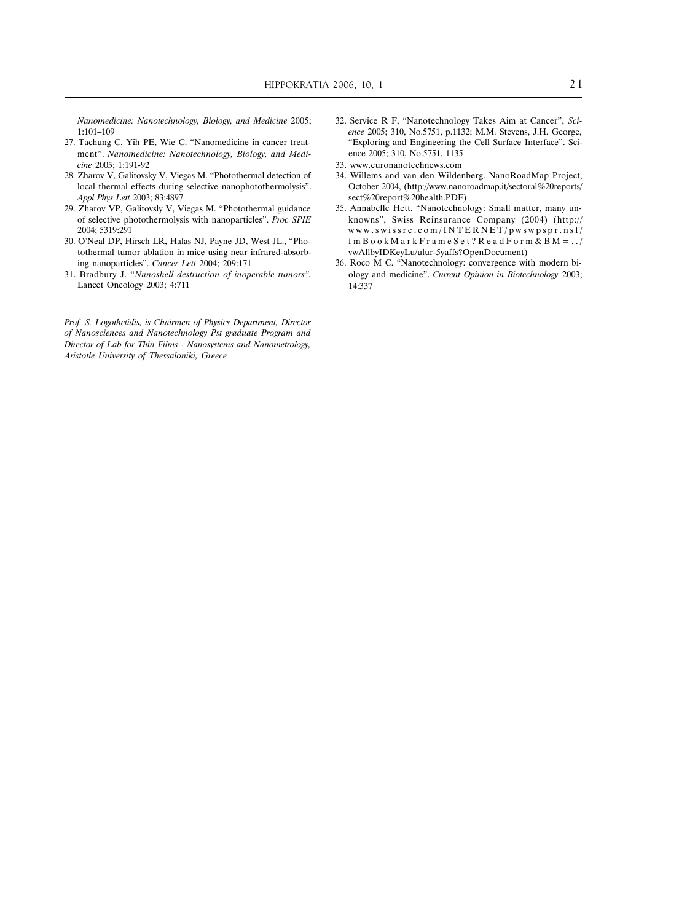*Nanomedicine: Nanotechnology, Biology, and Medicine* 2005; 1:101–109

27. Tachung C, Yih PE, Wie C. "Nanomedicine in cancer treatment". *Nanomedicine: Nanotechnology, Biology, and Medicine* 2005; 1:191-92
28. Zharov V, Galitovsky V, Viegas M. "Photothermal detection of local thermal effects during selective nanophotothermolysis". *Appl Phys Lett* 2003; 83:4897
29. Zharov VP, Galitovsly V, Viegas M. "Photothermal guidance of selective photothermolysis with nanoparticles". *Proc SPIE* 2004; 5319:291
30. O'Neal DP, Hirsch LR, Halas NJ, Payne JD, West JL., "Photothermal tumor ablation in mice using near infrared-absorbing nanoparticles". *Cancer Lett* 2004; 209:171
31. Bradbury J. "*Nanoshell destruction of inoperable tumors".* Lancet Oncology 2003; 4:711
32. Service R F, "Nanotechnology Takes Aim at Cancer", *Science* 2005; 310, No.5751, p.1132; M.M. Stevens, J.H. George, "Exploring and Engineering the Cell Surface Interface". Science 2005; 310, No.5751, 1135
33. www.euronanotechnews.com
34. Willems and van den Wildenberg. NanoRoadMap Project, October 2004, (http://www.nanoroadmap.it/sectoral%20reports/sect%20report%20health.PDF)
35. Annabelle Hett. "Nanotechnology: Small matter, many unknowns", Swiss Reinsurance Company (2004) (http://www.swissre.com/INTERNET/pwswpspr.nsf/fmBookMarkFrameSet?ReadForm&BM=../vwAllbyIDKeyLu/ulur-5yaffs?OpenDocument)
36. Roco M C. "Nanotechnology: convergence with modern biology and medicine". *Current Opinion in Biotechnology* 2003; 14:337

*Prof. S. Logothetidis, is Chairmen of Physics Department, Director of Nanosciences and Nanotechnology Pst graduate Program and Director of Lab for Thin Films - Nanosystems and Nanometrology, Aristotle University of Thessaloniki, Greece*